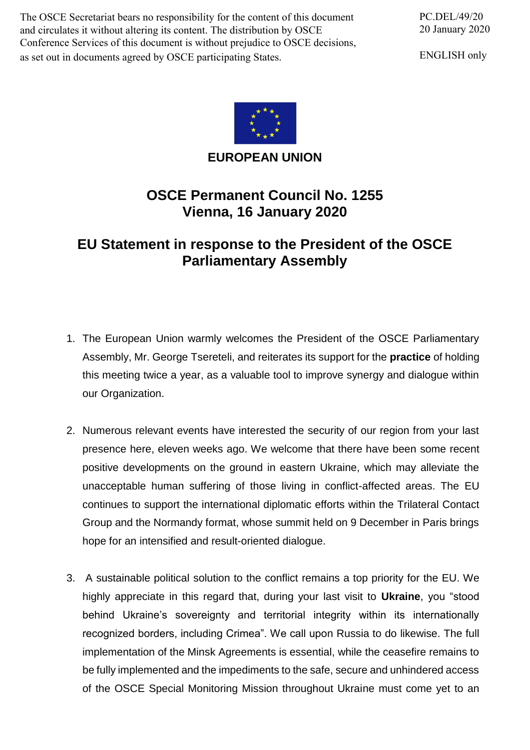The OSCE Secretariat bears no responsibility for the content of this document and circulates it without altering its content. The distribution by OSCE Conference Services of this document is without prejudice to OSCE decisions, as set out in documents agreed by OSCE participating States.

PC.DEL/49/20
20 January 2020

ENGLISH only

**EUROPEAN UNION**

# OSCE Permanent Council No. 1255
# Vienna, 16 January 2020

## EU Statement in response to the President of the OSCE Parliamentary Assembly

1. The European Union warmly welcomes the President of the OSCE Parliamentary Assembly, Mr. George Tsereteli, and reiterates its support for the **practice** of holding this meeting twice a year, as a valuable tool to improve synergy and dialogue within our Organization.

2. Numerous relevant events have interested the security of our region from your last presence here, eleven weeks ago. We welcome that there have been some recent positive developments on the ground in eastern Ukraine, which may alleviate the unacceptable human suffering of those living in conflict-affected areas. The EU continues to support the international diplomatic efforts within the Trilateral Contact Group and the Normandy format, whose summit held on 9 December in Paris brings hope for an intensified and result-oriented dialogue.

3. A sustainable political solution to the conflict remains a top priority for the EU. We highly appreciate in this regard that, during your last visit to **Ukraine**, you "stood behind Ukraine's sovereignty and territorial integrity within its internationally recognized borders, including Crimea". We call upon Russia to do likewise. The full implementation of the Minsk Agreements is essential, while the ceasefire remains to be fully implemented and the impediments to the safe, secure and unhindered access of the OSCE Special Monitoring Mission throughout Ukraine must come yet to an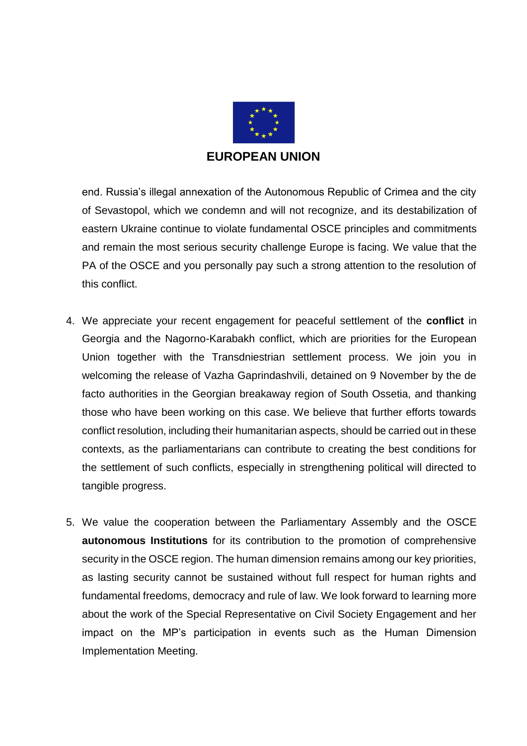end. Russia's illegal annexation of the Autonomous Republic of Crimea and the city of Sevastopol, which we condemn and will not recognize, and its destabilization of eastern Ukraine continue to violate fundamental OSCE principles and commitments and remain the most serious security challenge Europe is facing. We value that the PA of the OSCE and you personally pay such a strong attention to the resolution of this conflict.

4. We appreciate your recent engagement for peaceful settlement of the **conflict** in Georgia and the Nagorno-Karabakh conflict, which are priorities for the European Union together with the Transdniestrian settlement process. We join you in welcoming the release of Vazha Gaprindashvili, detained on 9 November by the de facto authorities in the Georgian breakaway region of South Ossetia, and thanking those who have been working on this case. We believe that further efforts towards conflict resolution, including their humanitarian aspects, should be carried out in these contexts, as the parliamentarians can contribute to creating the best conditions for the settlement of such conflicts, especially in strengthening political will directed to tangible progress.

5. We value the cooperation between the Parliamentary Assembly and the OSCE **autonomous Institutions** for its contribution to the promotion of comprehensive security in the OSCE region. The human dimension remains among our key priorities, as lasting security cannot be sustained without full respect for human rights and fundamental freedoms, democracy and rule of law. We look forward to learning more about the work of the Special Representative on Civil Society Engagement and her impact on the MP's participation in events such as the Human Dimension Implementation Meeting.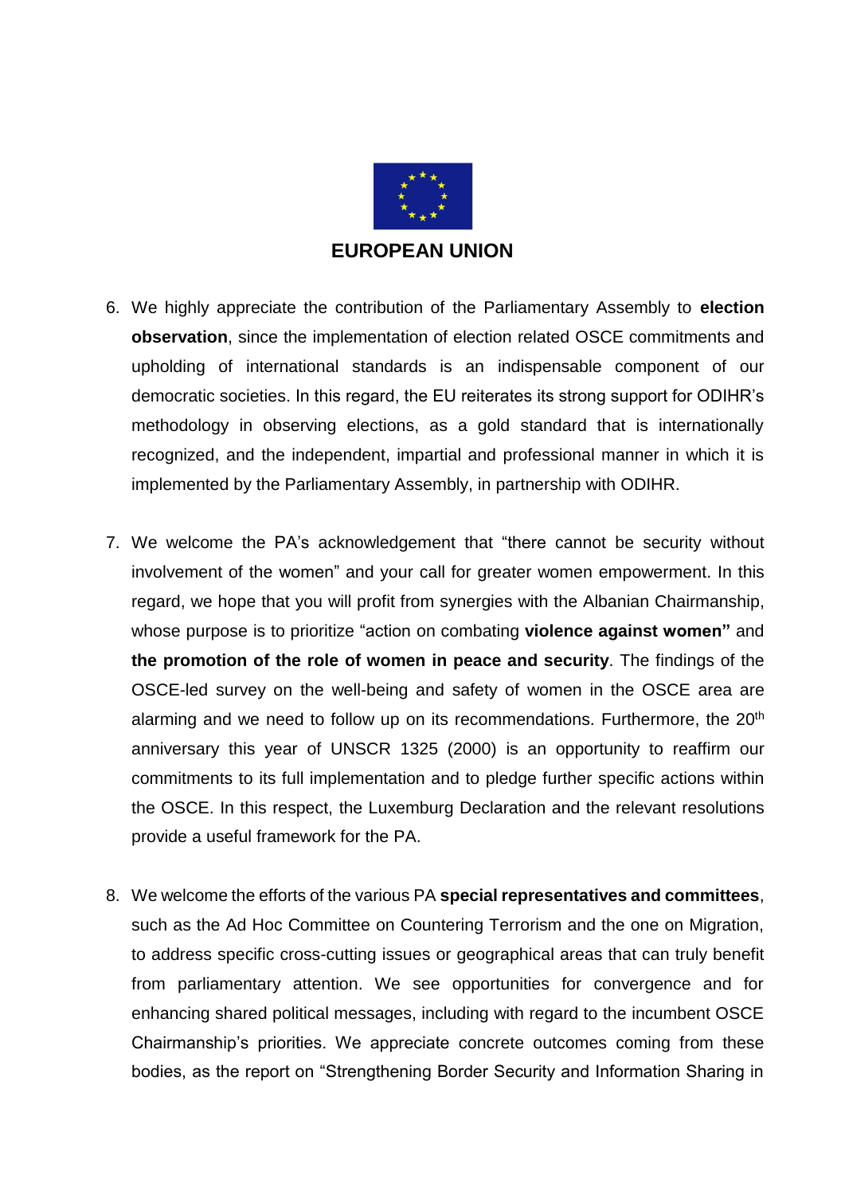**EUROPEAN UNION**

6. We highly appreciate the contribution of the Parliamentary Assembly to **election observation**, since the implementation of election related OSCE commitments and upholding of international standards is an indispensable component of our democratic societies. In this regard, the EU reiterates its strong support for ODIHR's methodology in observing elections, as a gold standard that is internationally recognized, and the independent, impartial and professional manner in which it is implemented by the Parliamentary Assembly, in partnership with ODIHR.

7. We welcome the PA's acknowledgement that "there cannot be security without involvement of the women" and your call for greater women empowerment. In this regard, we hope that you will profit from synergies with the Albanian Chairmanship, whose purpose is to prioritize "action on combating **violence against women"** and **the promotion of the role of women in peace and security**. The findings of the OSCE-led survey on the well-being and safety of women in the OSCE area are alarming and we need to follow up on its recommendations. Furthermore, the 20th anniversary this year of UNSCR 1325 (2000) is an opportunity to reaffirm our commitments to its full implementation and to pledge further specific actions within the OSCE. In this respect, the Luxemburg Declaration and the relevant resolutions provide a useful framework for the PA.

8. We welcome the efforts of the various PA **special representatives and committees**, such as the Ad Hoc Committee on Countering Terrorism and the one on Migration, to address specific cross-cutting issues or geographical areas that can truly benefit from parliamentary attention. We see opportunities for convergence and for enhancing shared political messages, including with regard to the incumbent OSCE Chairmanship's priorities. We appreciate concrete outcomes coming from these bodies, as the report on "Strengthening Border Security and Information Sharing in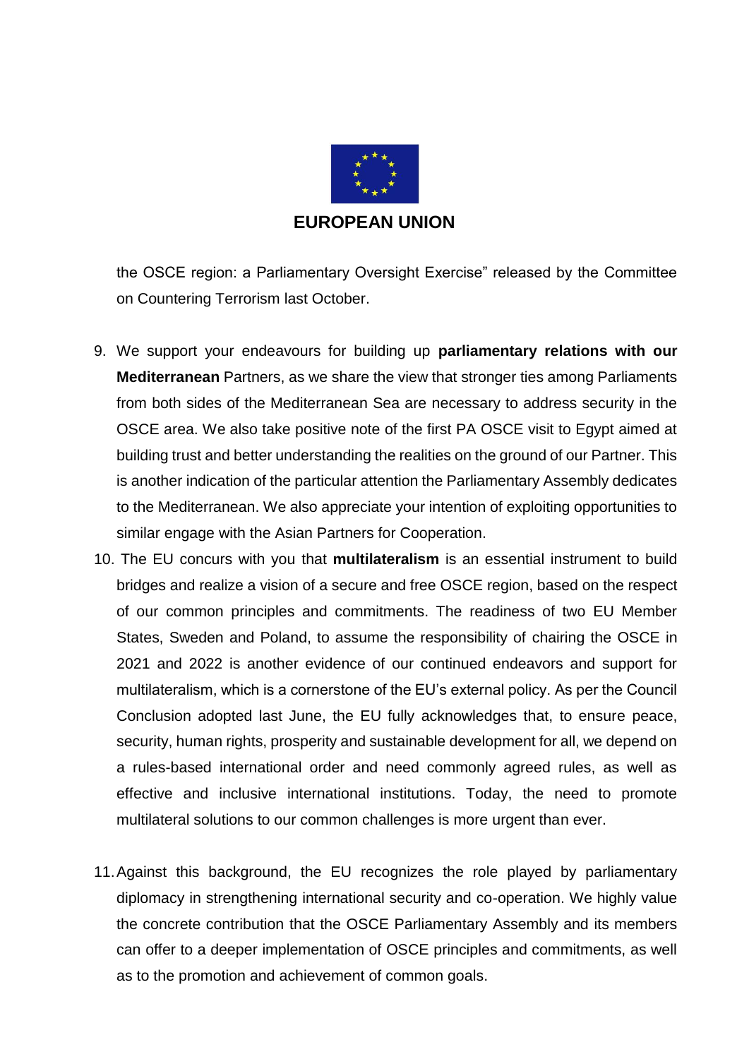the OSCE region: a Parliamentary Oversight Exercise" released by the Committee on Countering Terrorism last October.

9. We support your endeavours for building up **parliamentary relations with our Mediterranean** Partners, as we share the view that stronger ties among Parliaments from both sides of the Mediterranean Sea are necessary to address security in the OSCE area. We also take positive note of the first PA OSCE visit to Egypt aimed at building trust and better understanding the realities on the ground of our Partner. This is another indication of the particular attention the Parliamentary Assembly dedicates to the Mediterranean. We also appreciate your intention of exploiting opportunities to similar engage with the Asian Partners for Cooperation.
10. The EU concurs with you that **multilateralism** is an essential instrument to build bridges and realize a vision of a secure and free OSCE region, based on the respect of our common principles and commitments. The readiness of two EU Member States, Sweden and Poland, to assume the responsibility of chairing the OSCE in 2021 and 2022 is another evidence of our continued endeavors and support for multilateralism, which is a cornerstone of the EU's external policy. As per the Council Conclusion adopted last June, the EU fully acknowledges that, to ensure peace, security, human rights, prosperity and sustainable development for all, we depend on a rules-based international order and need commonly agreed rules, as well as effective and inclusive international institutions. Today, the need to promote multilateral solutions to our common challenges is more urgent than ever.

11. Against this background, the EU recognizes the role played by parliamentary diplomacy in strengthening international security and co-operation. We highly value the concrete contribution that the OSCE Parliamentary Assembly and its members can offer to a deeper implementation of OSCE principles and commitments, as well as to the promotion and achievement of common goals.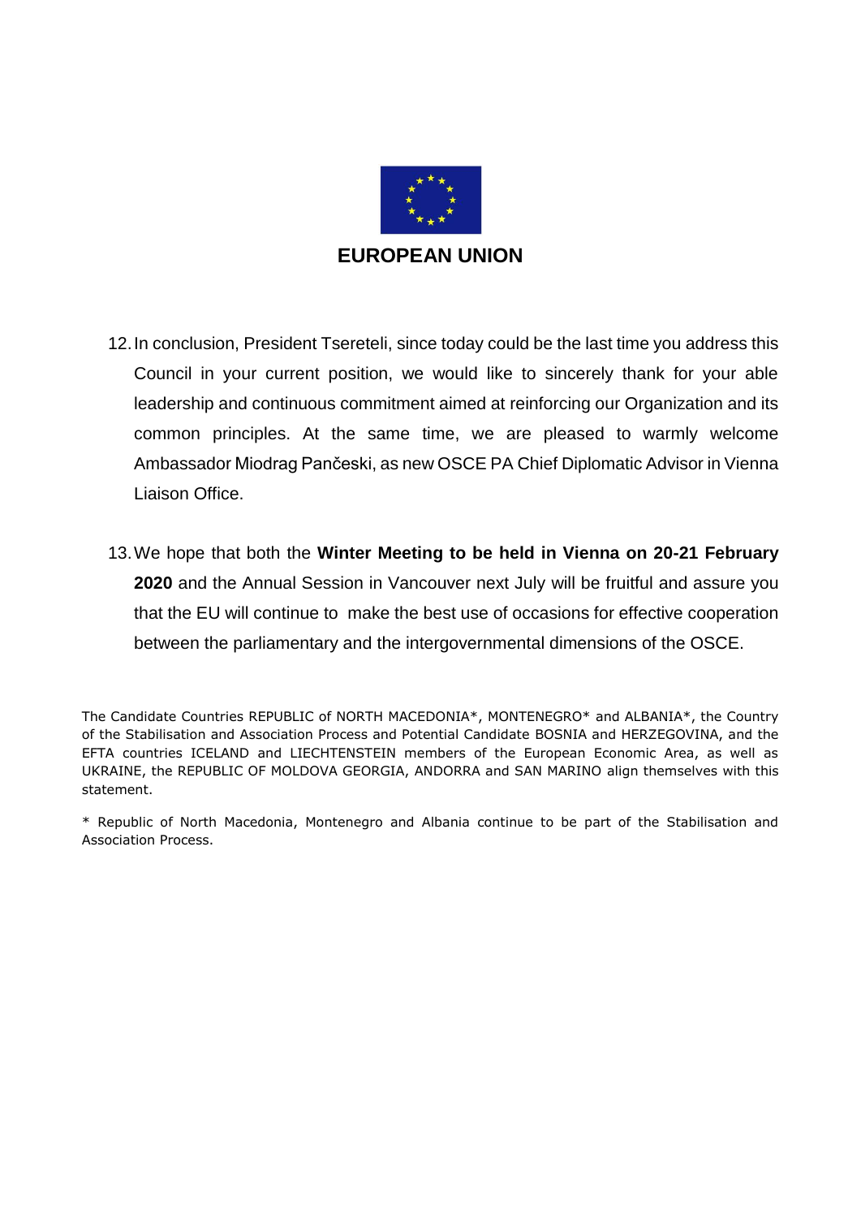# EUROPEAN UNION

12. In conclusion, President Tsereteli, since today could be the last time you address this Council in your current position, we would like to sincerely thank for your able leadership and continuous commitment aimed at reinforcing our Organization and its common principles. At the same time, we are pleased to warmly welcome Ambassador Miodrag Pančeski, as new OSCE PA Chief Diplomatic Advisor in Vienna Liaison Office.

13. We hope that both the **Winter Meeting to be held in Vienna on 20-21 February 2020** and the Annual Session in Vancouver next July will be fruitful and assure you that the EU will continue to make the best use of occasions for effective cooperation between the parliamentary and the intergovernmental dimensions of the OSCE.

The Candidate Countries REPUBLIC of NORTH MACEDONIA*, MONTENEGRO* and ALBANIA*, the Country of the Stabilisation and Association Process and Potential Candidate BOSNIA and HERZEGOVINA, and the EFTA countries ICELAND and LIECHTENSTEIN members of the European Economic Area, as well as UKRAINE, the REPUBLIC OF MOLDOVA GEORGIA, ANDORRA and SAN MARINO align themselves with this statement.

* Republic of North Macedonia, Montenegro and Albania continue to be part of the Stabilisation and Association Process.